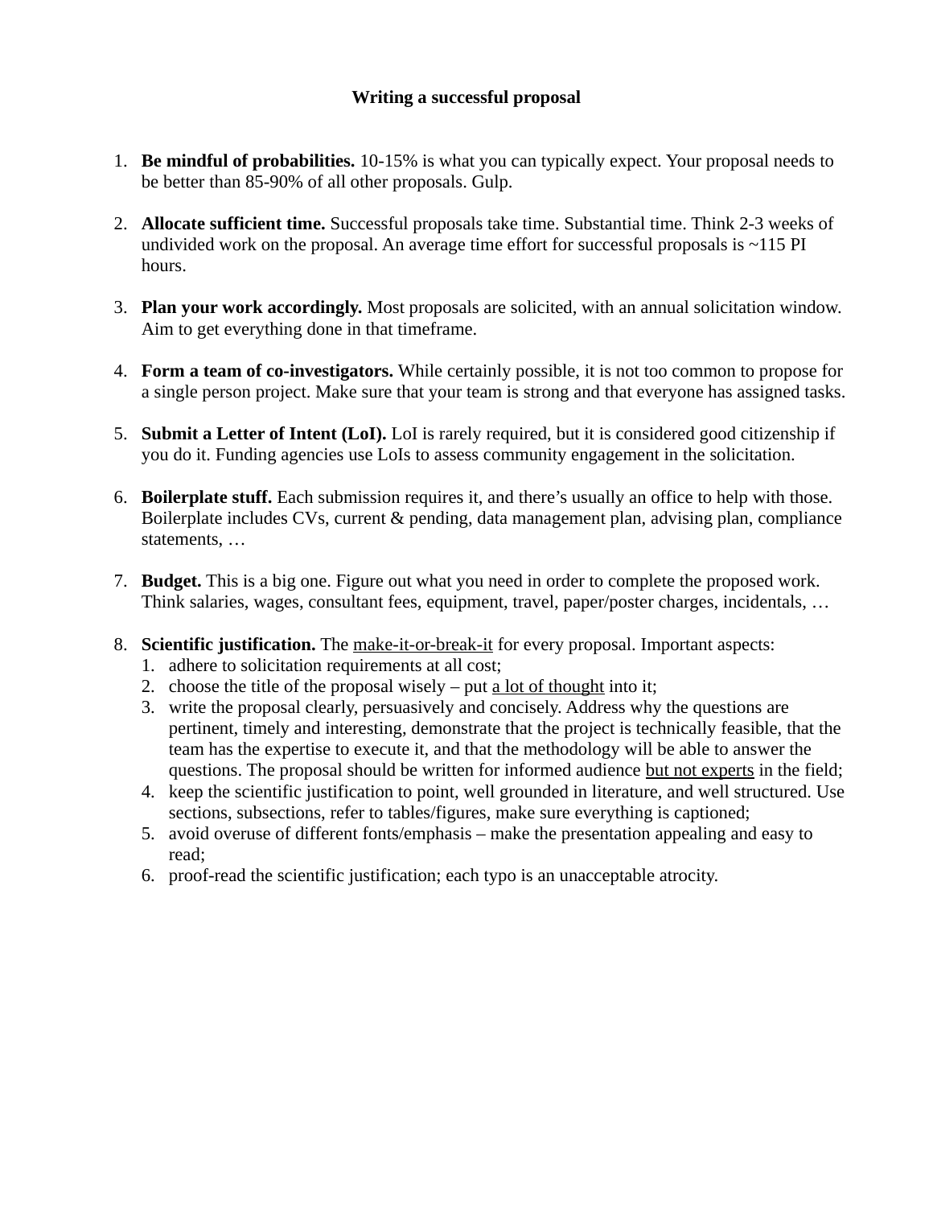**Writing a successful proposal**

1. **Be mindful of probabilities.** 10-15% is what you can typically expect. Your proposal needs to be better than 85-90% of all other proposals. Gulp.

2. **Allocate sufficient time.** Successful proposals take time. Substantial time. Think 2-3 weeks of undivided work on the proposal. An average time effort for successful proposals is ~115 PI hours.

3. **Plan your work accordingly.** Most proposals are solicited, with an annual solicitation window. Aim to get everything done in that timeframe.

4. **Form a team of co-investigators.** While certainly possible, it is not too common to propose for a single person project. Make sure that your team is strong and that everyone has assigned tasks.

5. **Submit a Letter of Intent (LoI).** LoI is rarely required, but it is considered good citizenship if you do it. Funding agencies use LoIs to assess community engagement in the solicitation.

6. **Boilerplate stuff.** Each submission requires it, and there's usually an office to help with those. Boilerplate includes CVs, current & pending, data management plan, advising plan, compliance statements, …

7. **Budget.** This is a big one. Figure out what you need in order to complete the proposed work. Think salaries, wages, consultant fees, equipment, travel, paper/poster charges, incidentals, …

8. **Scientific justification.** The <u>make-it-or-break-it</u> for every proposal. Important aspects:
   1. adhere to solicitation requirements at all cost;
   2. choose the title of the proposal wisely – put <u>a lot of thought</u> into it;
   3. write the proposal clearly, persuasively and concisely. Address why the questions are pertinent, timely and interesting, demonstrate that the project is technically feasible, that the team has the expertise to execute it, and that the methodology will be able to answer the questions. The proposal should be written for informed audience <u>but not experts</u> in the field;
   4. keep the scientific justification to point, well grounded in literature, and well structured. Use sections, subsections, refer to tables/figures, make sure everything is captioned;
   5. avoid overuse of different fonts/emphasis – make the presentation appealing and easy to read;
   6. proof-read the scientific justification; each typo is an unacceptable atrocity.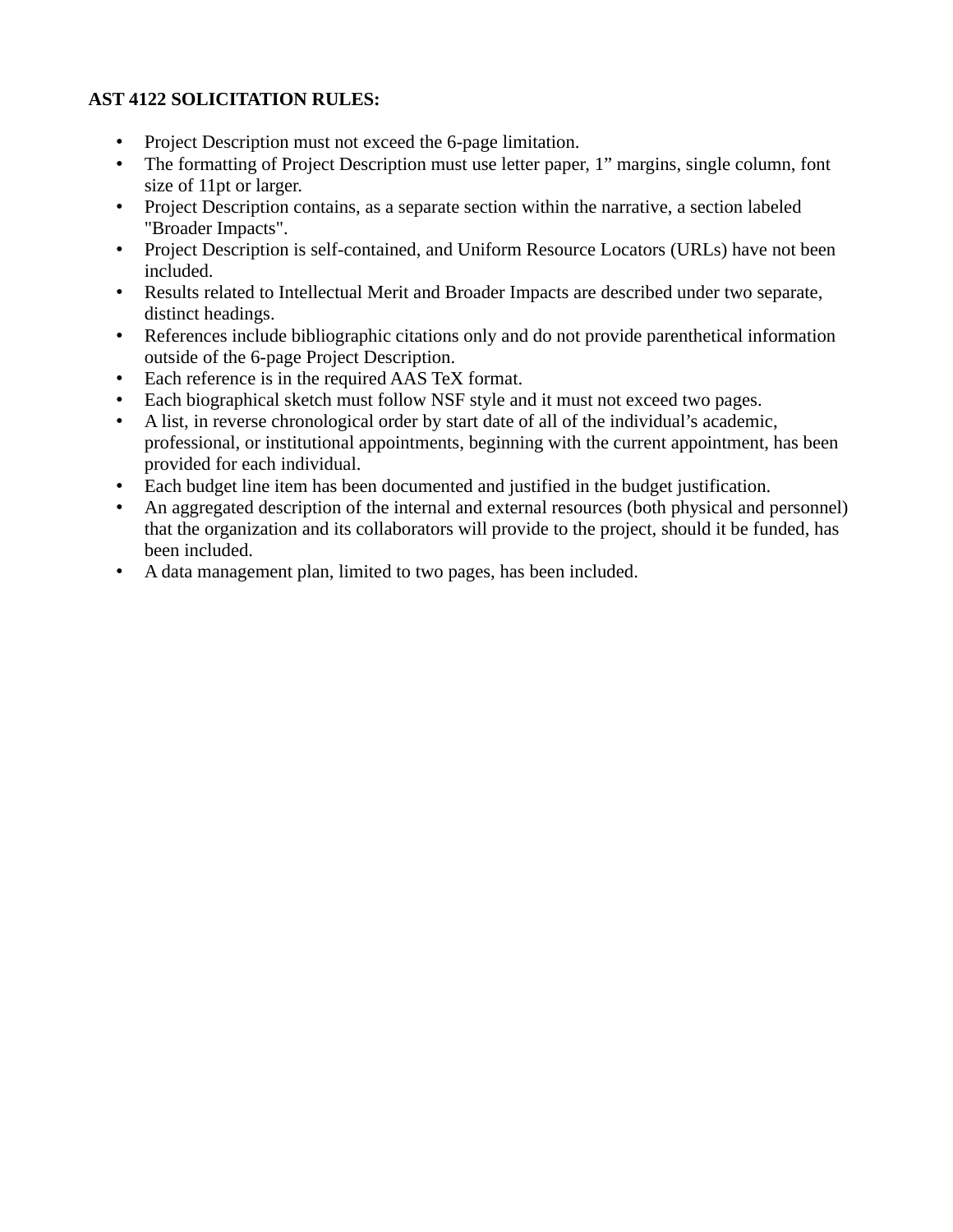**AST 4122 SOLICITATION RULES:**

- Project Description must not exceed the 6-page limitation.
- The formatting of Project Description must use letter paper, 1" margins, single column, font size of 11pt or larger.
- Project Description contains, as a separate section within the narrative, a section labeled "Broader Impacts".
- Project Description is self-contained, and Uniform Resource Locators (URLs) have not been included.
- Results related to Intellectual Merit and Broader Impacts are described under two separate, distinct headings.
- References include bibliographic citations only and do not provide parenthetical information outside of the 6-page Project Description.
- Each reference is in the required AAS TeX format.
- Each biographical sketch must follow NSF style and it must not exceed two pages.
- A list, in reverse chronological order by start date of all of the individual's academic, professional, or institutional appointments, beginning with the current appointment, has been provided for each individual.
- Each budget line item has been documented and justified in the budget justification.
- An aggregated description of the internal and external resources (both physical and personnel) that the organization and its collaborators will provide to the project, should it be funded, has been included.
- A data management plan, limited to two pages, has been included.